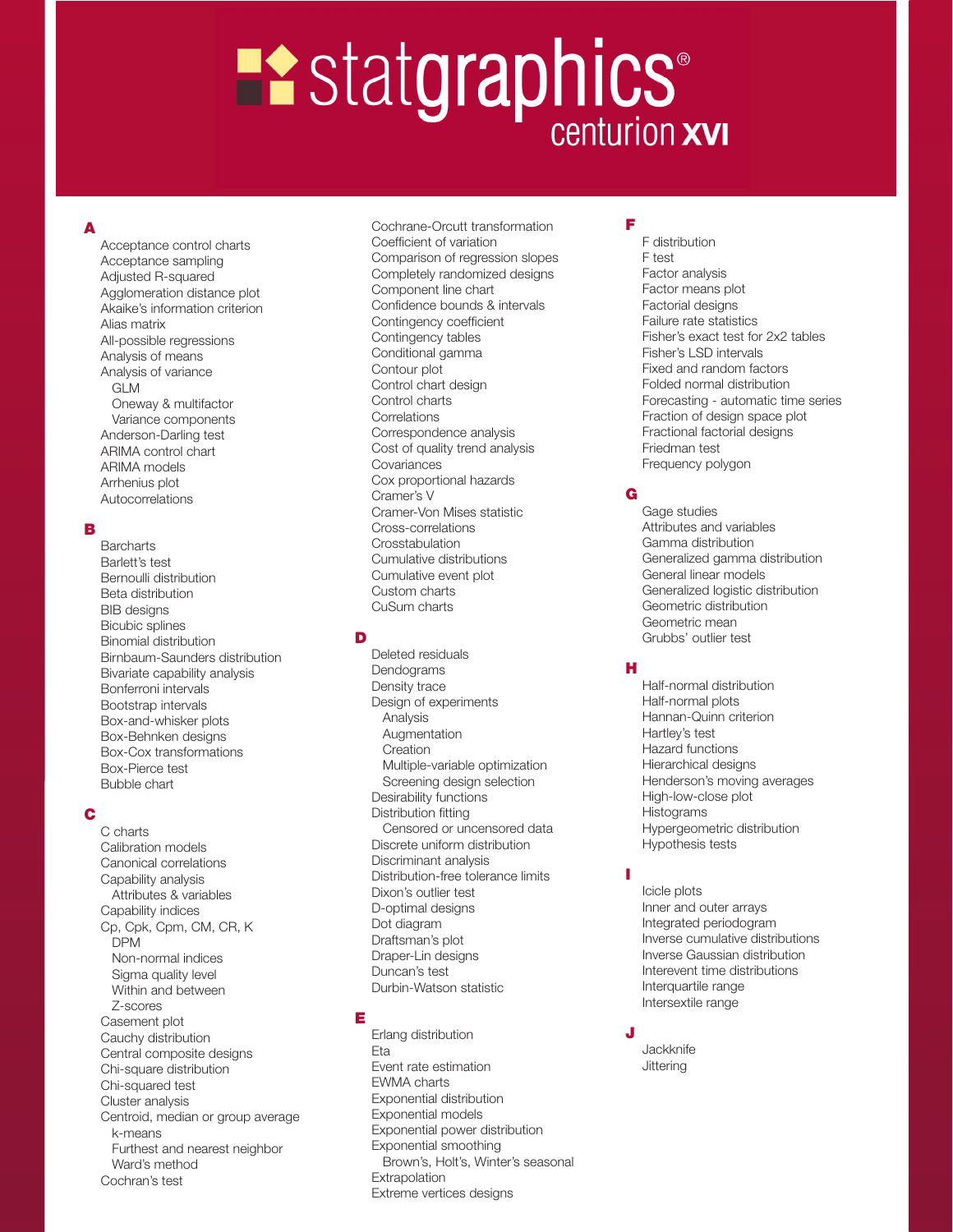# statgraphics® centurion XVI

## A

- Acceptance control charts
- Acceptance sampling
- Adjusted R-squared
- Agglomeration distance plot
- Akaike's information criterion
- Alias matrix
- All-possible regressions
- Analysis of means
- Analysis of variance
  - GLM
  - Oneway & multifactor
  - Variance components
- Anderson-Darling test
- ARIMA control chart
- ARIMA models
- Arrhenius plot
- Autocorrelations

## B

- Barcharts
- Barlett's test
- Bernoulli distribution
- Beta distribution
- BIB designs
- Bicubic splines
- Binomial distribution
- Birnbaum-Saunders distribution
- Bivariate capability analysis
- Bonferroni intervals
- Bootstrap intervals
- Box-and-whisker plots
- Box-Behnken designs
- Box-Cox transformations
- Box-Pierce test
- Bubble chart

## C

- C charts
- Calibration models
- Canonical correlations
- Capability analysis
  - Attributes & variables
- Capability indices
- Cp, Cpk, Cpm, CM, CR, K
  - DPM
  - Non-normal indices
  - Sigma quality level
  - Within and between
  - Z-scores
- Casement plot
- Cauchy distribution
- Central composite designs
- Chi-square distribution
- Chi-squared test
- Cluster analysis
- Centroid, median or group average
  - k-means
  - Furthest and nearest neighbor
  - Ward's method
- Cochran's test
- Cochrane-Orcutt transformation
- Coefficient of variation
- Comparison of regression slopes
- Completely randomized designs
- Component line chart
- Confidence bounds & intervals
- Contingency coefficient
- Contingency tables
- Conditional gamma
- Contour plot
- Control chart design
- Control charts
- Correlations
- Correspondence analysis
- Cost of quality trend analysis
- Covariances
- Cox proportional hazards
- Cramer's V
- Cramer-Von Mises statistic
- Cross-correlations
- Crosstabulation
- Cumulative distributions
- Cumulative event plot
- Custom charts
- CuSum charts

## D

- Deleted residuals
- Dendograms
- Density trace
- Design of experiments
  - Analysis
  - Augmentation
  - Creation
  - Multiple-variable optimization
  - Screening design selection
- Desirability functions
- Distribution fitting
  - Censored or uncensored data
- Discrete uniform distribution
- Discriminant analysis
- Distribution-free tolerance limits
- Dixon's outlier test
- D-optimal designs
- Dot diagram
- Draftsman's plot
- Draper-Lin designs
- Duncan's test
- Durbin-Watson statistic

## E

- Erlang distribution
- Eta
- Event rate estimation
- EWMA charts
- Exponential distribution
- Exponential models
- Exponential power distribution
- Exponential smoothing
  - Brown's, Holt's, Winter's seasonal
- Extrapolation
- Extreme vertices designs

## F

- F distribution
- F test
- Factor analysis
- Factor means plot
- Factorial designs
- Failure rate statistics
- Fisher's exact test for 2x2 tables
- Fisher's LSD intervals
- Fixed and random factors
- Folded normal distribution
- Forecasting - automatic time series
- Fraction of design space plot
- Fractional factorial designs
- Friedman test
- Frequency polygon

## G

- Gage studies
- Attributes and variables
- Gamma distribution
- Generalized gamma distribution
- General linear models
- Generalized logistic distribution
- Geometric distribution
- Geometric mean
- Grubbs' outlier test

## H

- Half-normal distribution
- Half-normal plots
- Hannan-Quinn criterion
- Hartley's test
- Hazard functions
- Hierarchical designs
- Henderson's moving averages
- High-low-close plot
- Histograms
- Hypergeometric distribution
- Hypothesis tests

## I

- Icicle plots
- Inner and outer arrays
- Integrated periodogram
- Inverse cumulative distributions
- Inverse Gaussian distribution
- Interevent time distributions
- Interquartile range
- Intersextile range

## J

- Jackknife
- Jittering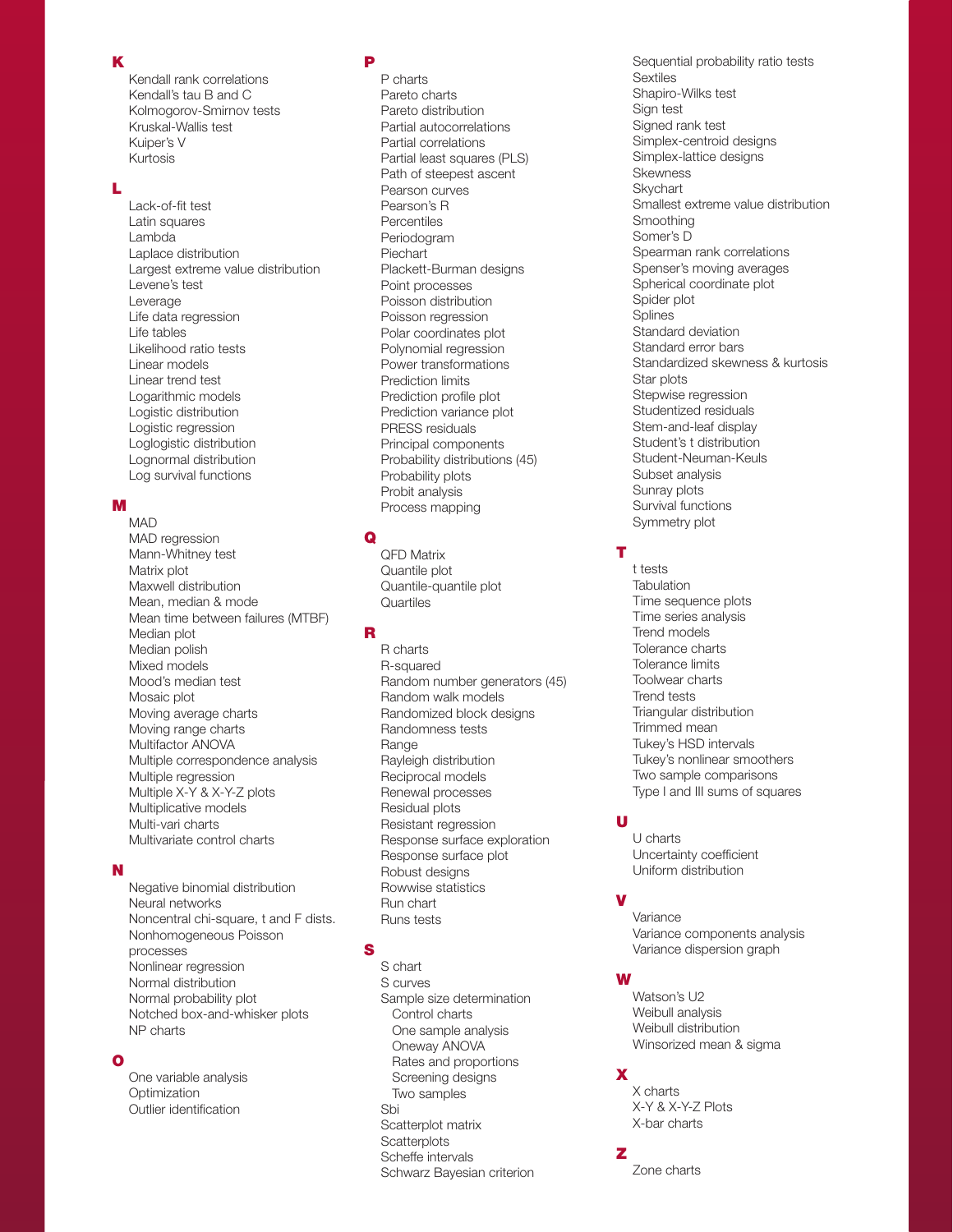## K

- Kendall rank correlations
- Kendall's tau B and C
- Kolmogorov-Smirnov tests
- Kruskal-Wallis test
- Kuiper's V
- Kurtosis

## L

- Lack-of-fit test
- Latin squares
- Lambda
- Laplace distribution
- Largest extreme value distribution
- Levene's test
- Leverage
- Life data regression
- Life tables
- Likelihood ratio tests
- Linear models
- Linear trend test
- Logarithmic models
- Logistic distribution
- Logistic regression
- Loglogistic distribution
- Lognormal distribution
- Log survival functions

## M

- MAD
- MAD regression
- Mann-Whitney test
- Matrix plot
- Maxwell distribution
- Mean, median & mode
- Mean time between failures (MTBF)
- Median plot
- Median polish
- Mixed models
- Mood's median test
- Mosaic plot
- Moving average charts
- Moving range charts
- Multifactor ANOVA
- Multiple correspondence analysis
- Multiple regression
- Multiple X-Y & X-Y-Z plots
- Multiplicative models
- Multi-vari charts
- Multivariate control charts

## N

- Negative binomial distribution
- Neural networks
- Noncentral chi-square, t and F dists.
- Nonhomogeneous Poisson processes
- Nonlinear regression
- Normal distribution
- Normal probability plot
- Notched box-and-whisker plots
- NP charts

## O

- One variable analysis
- Optimization
- Outlier identification

## P

- P charts
- Pareto charts
- Pareto distribution
- Partial autocorrelations
- Partial correlations
- Partial least squares (PLS)
- Path of steepest ascent
- Pearson curves
- Pearson's R
- Percentiles
- Periodogram
- Piechart
- Plackett-Burman designs
- Point processes
- Poisson distribution
- Poisson regression
- Polar coordinates plot
- Polynomial regression
- Power transformations
- Prediction limits
- Prediction profile plot
- Prediction variance plot
- PRESS residuals
- Principal components
- Probability distributions (45)
- Probability plots
- Probit analysis
- Process mapping

## Q

- QFD Matrix
- Quantile plot
- Quantile-quantile plot
- Quartiles

## R

- R charts
- R-squared
- Random number generators (45)
- Random walk models
- Randomized block designs
- Randomness tests
- Range
- Rayleigh distribution
- Reciprocal models
- Renewal processes
- Residual plots
- Resistant regression
- Response surface exploration
- Response surface plot
- Robust designs
- Rowwise statistics
- Run chart
- Runs tests

## S

- S chart
- S curves
- Sample size determination
  - Control charts
  - One sample analysis
  - Oneway ANOVA
  - Rates and proportions
  - Screening designs
  - Two samples
- Sbi
- Scatterplot matrix
- Scatterplots
- Scheffe intervals
- Schwarz Bayesian criterion
- Sequential probability ratio tests
- Sextiles
- Shapiro-Wilks test
- Sign test
- Signed rank test
- Simplex-centroid designs
- Simplex-lattice designs
- Skewness
- Skychart
- Smallest extreme value distribution
- Smoothing
- Somer's D
- Spearman rank correlations
- Spenser's moving averages
- Spherical coordinate plot
- Spider plot
- Splines
- Standard deviation
- Standard error bars
- Standardized skewness & kurtosis
- Star plots
- Stepwise regression
- Studentized residuals
- Stem-and-leaf display
- Student's t distribution
- Student-Neuman-Keuls
- Subset analysis
- Sunray plots
- Survival functions
- Symmetry plot

## T

- t tests
- Tabulation
- Time sequence plots
- Time series analysis
- Trend models
- Tolerance charts
- Tolerance limits
- Toolwear charts
- Trend tests
- Triangular distribution
- Trimmed mean
- Tukey's HSD intervals
- Tukey's nonlinear smoothers
- Two sample comparisons
- Type I and III sums of squares

## U

- U charts
- Uncertainty coefficient
- Uniform distribution

## V

- Variance
- Variance components analysis
- Variance dispersion graph

## W

- Watson's U2
- Weibull analysis
- Weibull distribution
- Winsorized mean & sigma

## X

- X charts
- X-Y & X-Y-Z Plots
- X-bar charts

## Z

- Zone charts